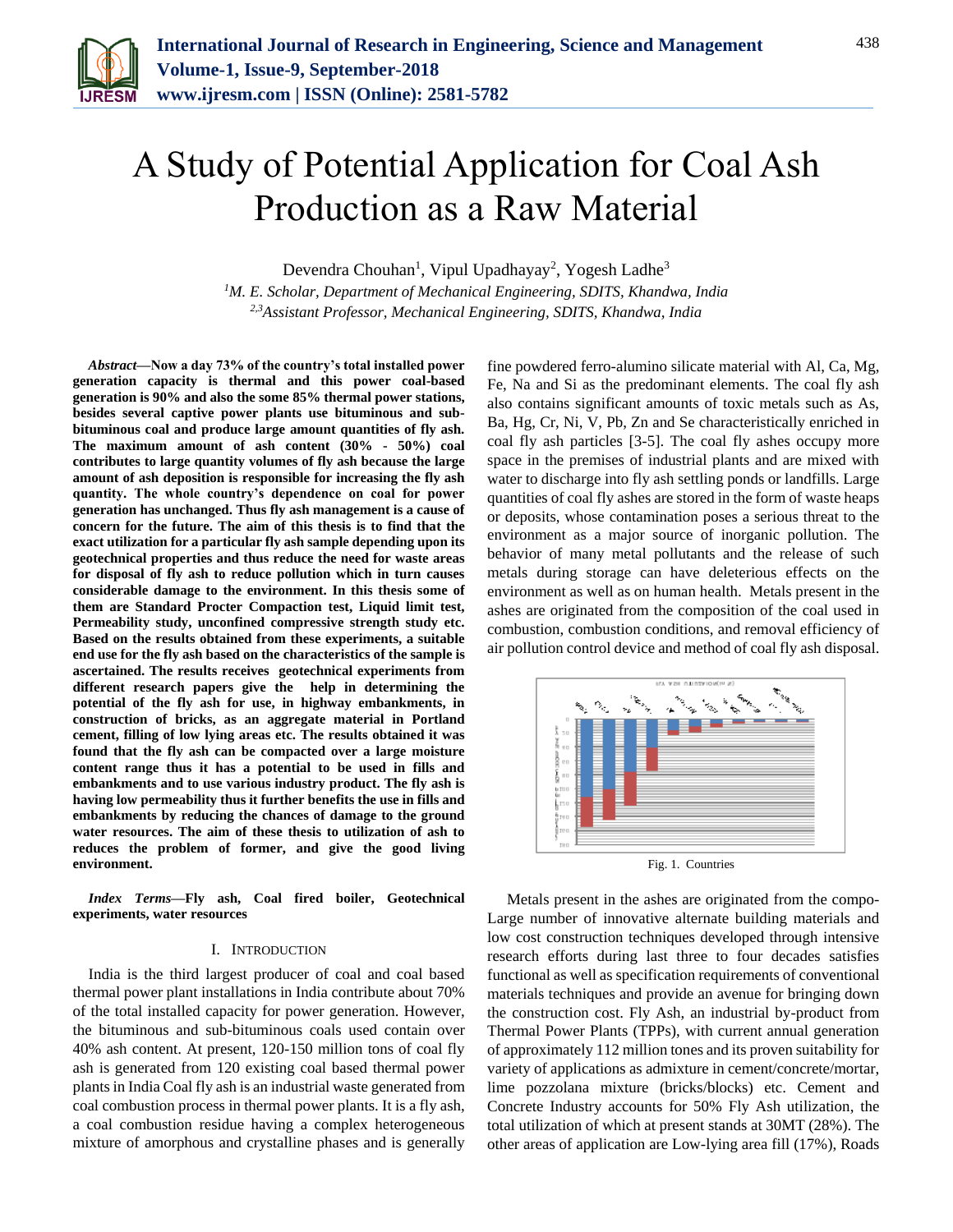# A Study of Potential Application for Coal Ash Production as a Raw Material

Devendra Chouhan[1], Vipul Upadhayay[2], Yogesh Ladhe[3]

[1]*M. E. Scholar, Department of Mechanical Engineering, SDITS, Khandwa, India*
[2,3]*Assistant Professor, Mechanical Engineering, SDITS, Khandwa, India*

***Abstract*—Now a day 73% of the country's total installed power generation capacity is thermal and this power coal-based generation is 90% and also the some 85% thermal power stations, besides several captive power plants use bituminous and sub-bituminous coal and produce large amount quantities of fly ash. The maximum amount of ash content (30% - 50%) coal contributes to large quantity volumes of fly ash because the large amount of ash deposition is responsible for increasing the fly ash quantity. The whole country's dependence on coal for power generation has unchanged. Thus fly ash management is a cause of concern for the future. The aim of this thesis is to find that the exact utilization for a particular fly ash sample depending upon its geotechnical properties and thus reduce the need for waste areas for disposal of fly ash to reduce pollution which in turn causes considerable damage to the environment. In this thesis some of them are Standard Procter Compaction test, Liquid limit test, Permeability study, unconfined compressive strength study etc. Based on the results obtained from these experiments, a suitable end use for the fly ash based on the characteristics of the sample is ascertained. The results receives geotechnical experiments from different research papers give the help in determining the potential of the fly ash for use, in highway embankments, in construction of bricks, as an aggregate material in Portland cement, filling of low lying areas etc. The results obtained it was found that the fly ash can be compacted over a large moisture content range thus it has a potential to be used in fills and embankments and to use various industry product. The fly ash is having low permeability thus it further benefits the use in fills and embankments by reducing the chances of damage to the ground water resources. The aim of these thesis to utilization of ash to reduces the problem of former, and give the good living environment.**

***Index Terms*—Fly ash, Coal fired boiler, Geotechnical experiments, water resources**

## I. Introduction

India is the third largest producer of coal and coal based thermal power plant installations in India contribute about 70% of the total installed capacity for power generation. However, the bituminous and sub-bituminous coals used contain over 40% ash content. At present, 120-150 million tons of coal fly ash is generated from 120 existing coal based thermal power plants in India Coal fly ash is an industrial waste generated from coal combustion process in thermal power plants. It is a fly ash, a coal combustion residue having a complex heterogeneous mixture of amorphous and crystalline phases and is generally fine powdered ferro-alumino silicate material with Al, Ca, Mg, Fe, Na and Si as the predominant elements. The coal fly ash also contains significant amounts of toxic metals such as As, Ba, Hg, Cr, Ni, V, Pb, Zn and Se characteristically enriched in coal fly ash particles [3-5]. The coal fly ashes occupy more space in the premises of industrial plants and are mixed with water to discharge into fly ash settling ponds or landfills. Large quantities of coal fly ashes are stored in the form of waste heaps or deposits, whose contamination poses a serious threat to the environment as a major source of inorganic pollution. The behavior of many metal pollutants and the release of such metals during storage can have deleterious effects on the environment as well as on human health. Metals present in the ashes are originated from the composition of the coal used in combustion, combustion conditions, and removal efficiency of air pollution control device and method of coal fly ash disposal.

Fig. 1. Countries

Metals present in the ashes are originated from the compo-
Large number of innovative alternate building materials and low cost construction techniques developed through intensive research efforts during last three to four decades satisfies functional as well as specification requirements of conventional materials techniques and provide an avenue for bringing down the construction cost. Fly Ash, an industrial by-product from Thermal Power Plants (TPPs), with current annual generation of approximately 112 million tones and its proven suitability for variety of applications as admixture in cement/concrete/mortar, lime pozzolana mixture (bricks/blocks) etc. Cement and Concrete Industry accounts for 50% Fly Ash utilization, the total utilization of which at present stands at 30MT (28%). The other areas of application are Low-lying area fill (17%), Roads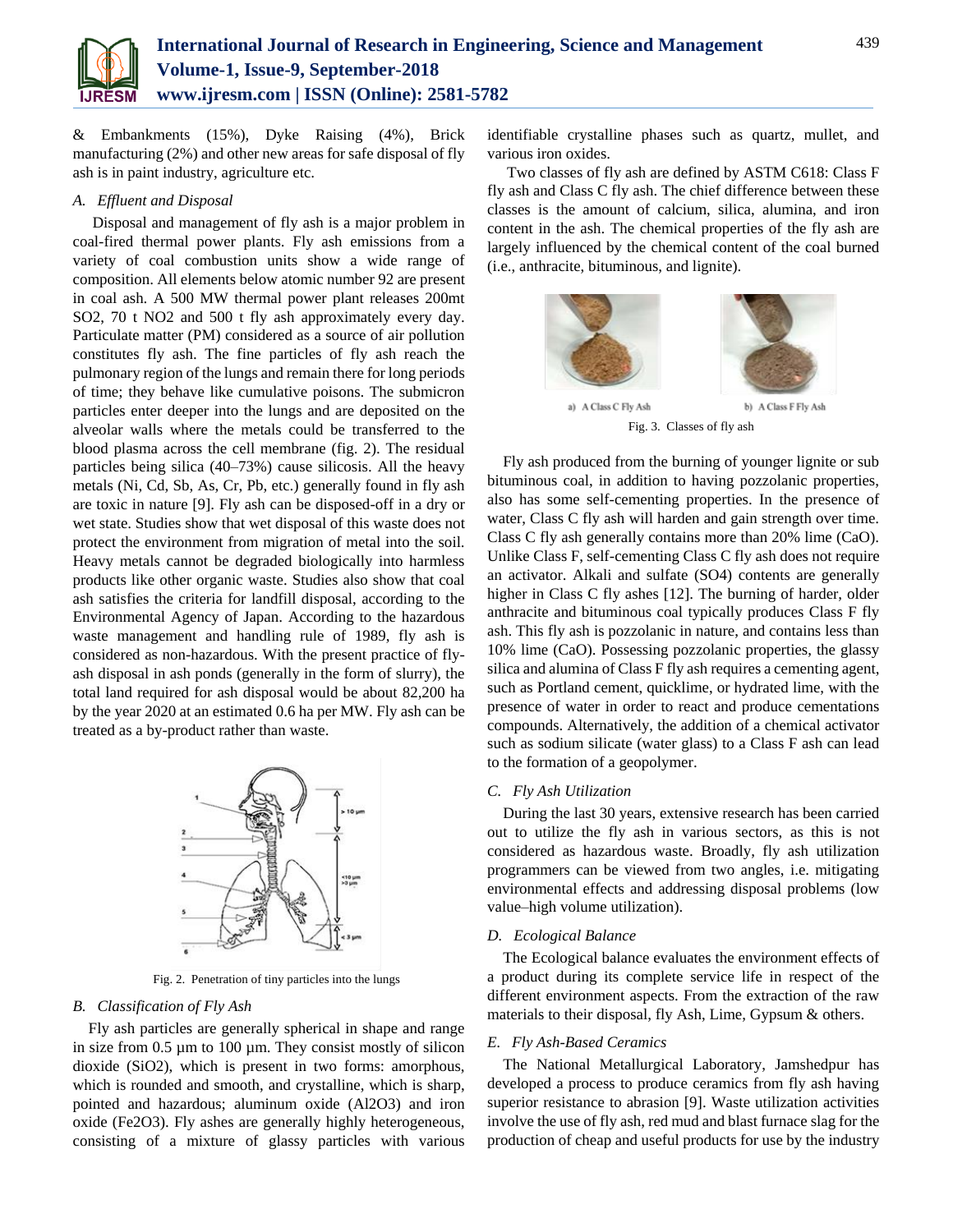& Embankments (15%), Dyke Raising (4%), Brick manufacturing (2%) and other new areas for safe disposal of fly ash is in paint industry, agriculture etc.

### *A. Effluent and Disposal*

Disposal and management of fly ash is a major problem in coal-fired thermal power plants. Fly ash emissions from a variety of coal combustion units show a wide range of composition. All elements below atomic number 92 are present in coal ash. A 500 MW thermal power plant releases 200mt $SO_2$, 70 t $NO_2$ and 500 t fly ash approximately every day. Particulate matter (PM) considered as a source of air pollution constitutes fly ash. The fine particles of fly ash reach the pulmonary region of the lungs and remain there for long periods of time; they behave like cumulative poisons. The submicron particles enter deeper into the lungs and are deposited on the alveolar walls where the metals could be transferred to the blood plasma across the cell membrane (fig. 2). The residual particles being silica (40–73%) cause silicosis. All the heavy metals (Ni, Cd, Sb, As, Cr, Pb, etc.) generally found in fly ash are toxic in nature [9]. Fly ash can be disposed-off in a dry or wet state. Studies show that wet disposal of this waste does not protect the environment from migration of metal into the soil. Heavy metals cannot be degraded biologically into harmless products like other organic waste. Studies also show that coal ash satisfies the criteria for landfill disposal, according to the Environmental Agency of Japan. According to the hazardous waste management and handling rule of 1989, fly ash is considered as non-hazardous. With the present practice of fly-ash disposal in ash ponds (generally in the form of slurry), the total land required for ash disposal would be about 82,200 ha by the year 2020 at an estimated 0.6 ha per MW. Fly ash can be treated as a by-product rather than waste.

Fig. 2. Penetration of tiny particles into the lungs

### *B. Classification of Fly Ash*

Fly ash particles are generally spherical in shape and range in size from 0.5 µm to 100 µm. They consist mostly of silicon dioxide ($SiO_2$), which is present in two forms: amorphous, which is rounded and smooth, and crystalline, which is sharp, pointed and hazardous; aluminum oxide ($Al_2O_3$) and iron oxide ($Fe_2O_3$). Fly ashes are generally highly heterogeneous, consisting of a mixture of glassy particles with various identifiable crystalline phases such as quartz, mullet, and various iron oxides.

Two classes of fly ash are defined by ASTM C618: Class F fly ash and Class C fly ash. The chief difference between these classes is the amount of calcium, silica, alumina, and iron content in the ash. The chemical properties of the fly ash are largely influenced by the chemical content of the coal burned (i.e., anthracite, bituminous, and lignite).

a) A Class C Fly Ash b) A Class F Fly Ash

Fig. 3. Classes of fly ash

Fly ash produced from the burning of younger lignite or sub bituminous coal, in addition to having pozzolanic properties, also has some self-cementing properties. In the presence of water, Class C fly ash will harden and gain strength over time. Class C fly ash generally contains more than 20% lime (CaO). Unlike Class F, self-cementing Class C fly ash does not require an activator. Alkali and sulfate ($SO_4$) contents are generally higher in Class C fly ashes [12]. The burning of harder, older anthracite and bituminous coal typically produces Class F fly ash. This fly ash is pozzolanic in nature, and contains less than 10% lime (CaO). Possessing pozzolanic properties, the glassy silica and alumina of Class F fly ash requires a cementing agent, such as Portland cement, quicklime, or hydrated lime, with the presence of water in order to react and produce cementations compounds. Alternatively, the addition of a chemical activator such as sodium silicate (water glass) to a Class F ash can lead to the formation of a geopolymer.

### *C. Fly Ash Utilization*

During the last 30 years, extensive research has been carried out to utilize the fly ash in various sectors, as this is not considered as hazardous waste. Broadly, fly ash utilization programmers can be viewed from two angles, i.e. mitigating environmental effects and addressing disposal problems (low value–high volume utilization).

### *D. Ecological Balance*

The Ecological balance evaluates the environment effects of a product during its complete service life in respect of the different environment aspects. From the extraction of the raw materials to their disposal, fly Ash, Lime, Gypsum & others.

### *E. Fly Ash-Based Ceramics*

The National Metallurgical Laboratory, Jamshedpur has developed a process to produce ceramics from fly ash having superior resistance to abrasion [9]. Waste utilization activities involve the use of fly ash, red mud and blast furnace slag for the production of cheap and useful products for use by the industry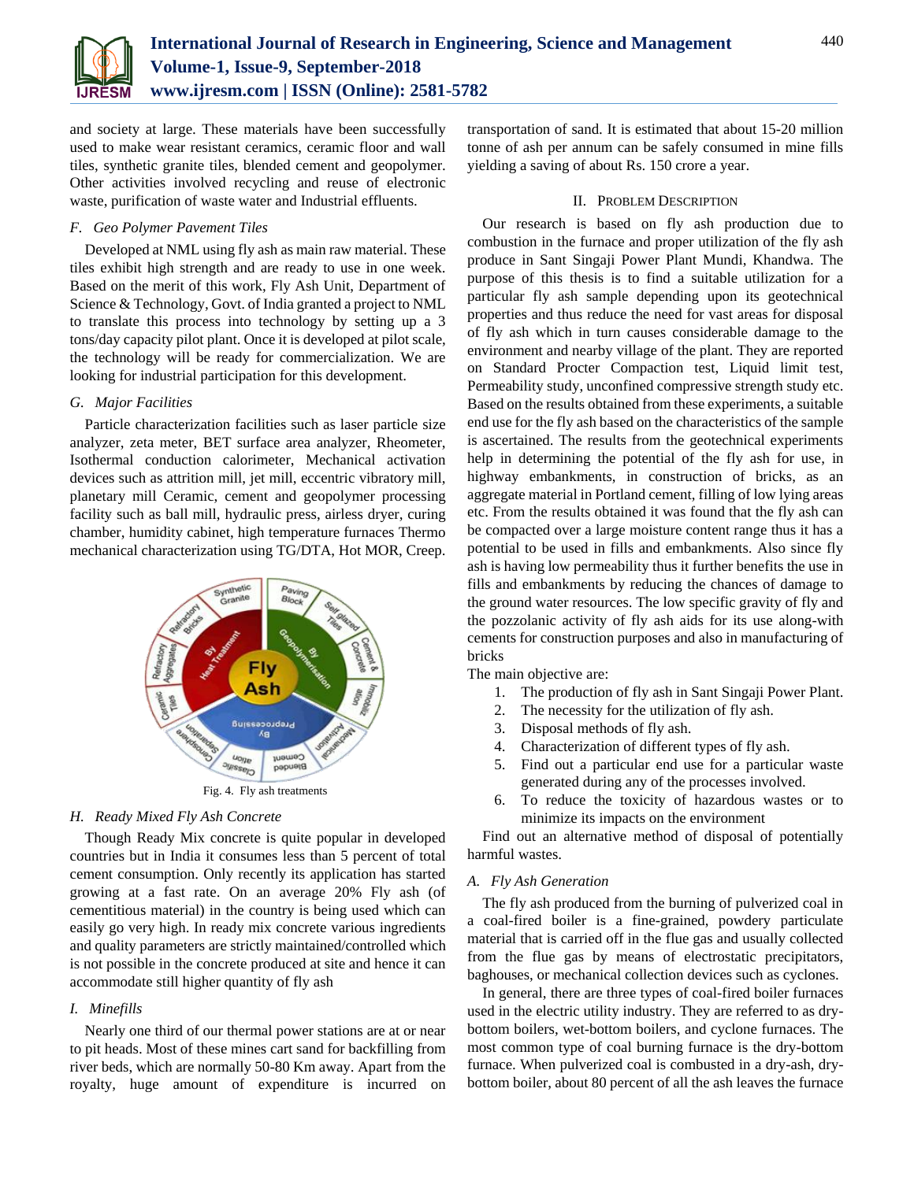and society at large. These materials have been successfully used to make wear resistant ceramics, ceramic floor and wall tiles, synthetic granite tiles, blended cement and geopolymer. Other activities involved recycling and reuse of electronic waste, purification of waste water and Industrial effluents.

### *F. Geo Polymer Pavement Tiles*

Developed at NML using fly ash as main raw material. These tiles exhibit high strength and are ready to use in one week. Based on the merit of this work, Fly Ash Unit, Department of Science & Technology, Govt. of India granted a project to NML to translate this process into technology by setting up a 3 tons/day capacity pilot plant. Once it is developed at pilot scale, the technology will be ready for commercialization. We are looking for industrial participation for this development.

### *G. Major Facilities*

Particle characterization facilities such as laser particle size analyzer, zeta meter, BET surface area analyzer, Rheometer, Isothermal conduction calorimeter, Mechanical activation devices such as attrition mill, jet mill, eccentric vibratory mill, planetary mill Ceramic, cement and geopolymer processing facility such as ball mill, hydraulic press, airless dryer, curing chamber, humidity cabinet, high temperature furnaces Thermo mechanical characterization using TG/DTA, Hot MOR, Creep.

Fig. 4. Fly ash treatments

### *H. Ready Mixed Fly Ash Concrete*

Though Ready Mix concrete is quite popular in developed countries but in India it consumes less than 5 percent of total cement consumption. Only recently its application has started growing at a fast rate. On an average 20% Fly ash (of cementitious material) in the country is being used which can easily go very high. In ready mix concrete various ingredients and quality parameters are strictly maintained/controlled which is not possible in the concrete produced at site and hence it can accommodate still higher quantity of fly ash

### *I. Minefills*

Nearly one third of our thermal power stations are at or near to pit heads. Most of these mines cart sand for backfilling from river beds, which are normally 50-80 Km away. Apart from the royalty, huge amount of expenditure is incurred on transportation of sand. It is estimated that about 15-20 million tonne of ash per annum can be safely consumed in mine fills yielding a saving of about Rs. 150 crore a year.

## II. Problem Description

Our research is based on fly ash production due to combustion in the furnace and proper utilization of the fly ash produce in Sant Singaji Power Plant Mundi, Khandwa. The purpose of this thesis is to find a suitable utilization for a particular fly ash sample depending upon its geotechnical properties and thus reduce the need for vast areas for disposal of fly ash which in turn causes considerable damage to the environment and nearby village of the plant. They are reported on Standard Procter Compaction test, Liquid limit test, Permeability study, unconfined compressive strength study etc. Based on the results obtained from these experiments, a suitable end use for the fly ash based on the characteristics of the sample is ascertained. The results from the geotechnical experiments help in determining the potential of the fly ash for use, in highway embankments, in construction of bricks, as an aggregate material in Portland cement, filling of low lying areas etc. From the results obtained it was found that the fly ash can be compacted over a large moisture content range thus it has a potential to be used in fills and embankments. Also since fly ash is having low permeability thus it further benefits the use in fills and embankments by reducing the chances of damage to the ground water resources. The low specific gravity of fly and the pozzolanic activity of fly ash aids for its use along-with cements for construction purposes and also in manufacturing of bricks

The main objective are:

1. The production of fly ash in Sant Singaji Power Plant.
2. The necessity for the utilization of fly ash.
3. Disposal methods of fly ash.
4. Characterization of different types of fly ash.
5. Find out a particular end use for a particular waste generated during any of the processes involved.
6. To reduce the toxicity of hazardous wastes or to minimize its impacts on the environment

Find out an alternative method of disposal of potentially harmful wastes.

### *A. Fly Ash Generation*

The fly ash produced from the burning of pulverized coal in a coal-fired boiler is a fine-grained, powdery particulate material that is carried off in the flue gas and usually collected from the flue gas by means of electrostatic precipitators, baghouses, or mechanical collection devices such as cyclones.

In general, there are three types of coal-fired boiler furnaces used in the electric utility industry. They are referred to as dry-bottom boilers, wet-bottom boilers, and cyclone furnaces. The most common type of coal burning furnace is the dry-bottom furnace. When pulverized coal is combusted in a dry-ash, dry-bottom boiler, about 80 percent of all the ash leaves the furnace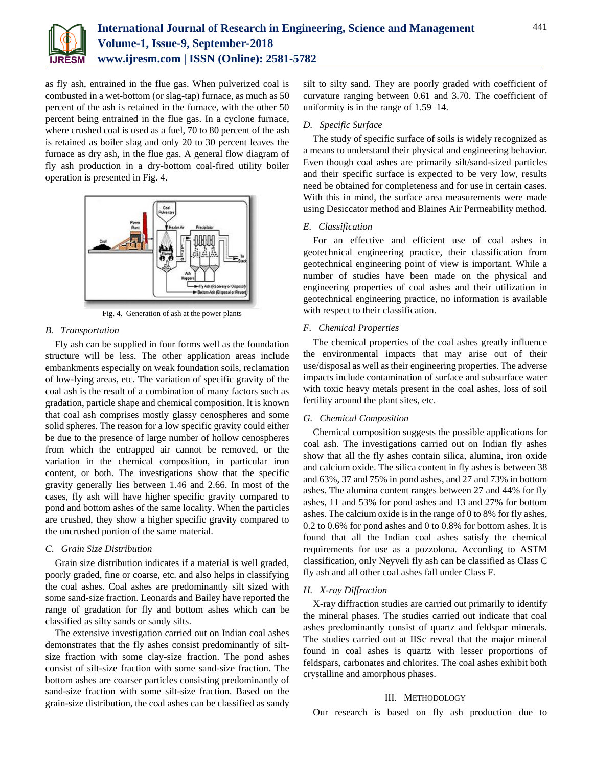as fly ash, entrained in the flue gas. When pulverized coal is combusted in a wet-bottom (or slag-tap) furnace, as much as 50 percent of the ash is retained in the furnace, with the other 50 percent being entrained in the flue gas. In a cyclone furnace, where crushed coal is used as a fuel, 70 to 80 percent of the ash is retained as boiler slag and only 20 to 30 percent leaves the furnace as dry ash, in the flue gas. A general flow diagram of fly ash production in a dry-bottom coal-fired utility boiler operation is presented in Fig. 4.

Fig. 4. Generation of ash at the power plants

### B. Transportation

Fly ash can be supplied in four forms well as the foundation structure will be less. The other application areas include embankments especially on weak foundation soils, reclamation of low-lying areas, etc. The variation of specific gravity of the coal ash is the result of a combination of many factors such as gradation, particle shape and chemical composition. It is known that coal ash comprises mostly glassy cenospheres and some solid spheres. The reason for a low specific gravity could either be due to the presence of large number of hollow cenospheres from which the entrapped air cannot be removed, or the variation in the chemical composition, in particular iron content, or both. The investigations show that the specific gravity generally lies between 1.46 and 2.66. In most of the cases, fly ash will have higher specific gravity compared to pond and bottom ashes of the same locality. When the particles are crushed, they show a higher specific gravity compared to the uncrushed portion of the same material.

### C. Grain Size Distribution

Grain size distribution indicates if a material is well graded, poorly graded, fine or coarse, etc. and also helps in classifying the coal ashes. Coal ashes are predominantly silt sized with some sand-size fraction. Leonards and Bailey have reported the range of gradation for fly and bottom ashes which can be classified as silty sands or sandy silts.

The extensive investigation carried out on Indian coal ashes demonstrates that the fly ashes consist predominantly of silt-size fraction with some clay-size fraction. The pond ashes consist of silt-size fraction with some sand-size fraction. The bottom ashes are coarser particles consisting predominantly of sand-size fraction with some silt-size fraction. Based on the grain-size distribution, the coal ashes can be classified as sandy silt to silty sand. They are poorly graded with coefficient of curvature ranging between 0.61 and 3.70. The coefficient of uniformity is in the range of 1.59–14.

### D. Specific Surface

The study of specific surface of soils is widely recognized as a means to understand their physical and engineering behavior. Even though coal ashes are primarily silt/sand-sized particles and their specific surface is expected to be very low, results need be obtained for completeness and for use in certain cases. With this in mind, the surface area measurements were made using Desiccator method and Blaines Air Permeability method.

### E. Classification

For an effective and efficient use of coal ashes in geotechnical engineering practice, their classification from geotechnical engineering point of view is important. While a number of studies have been made on the physical and engineering properties of coal ashes and their utilization in geotechnical engineering practice, no information is available with respect to their classification.

### F. Chemical Properties

The chemical properties of the coal ashes greatly influence the environmental impacts that may arise out of their use/disposal as well as their engineering properties. The adverse impacts include contamination of surface and subsurface water with toxic heavy metals present in the coal ashes, loss of soil fertility around the plant sites, etc.

### G. Chemical Composition

Chemical composition suggests the possible applications for coal ash. The investigations carried out on Indian fly ashes show that all the fly ashes contain silica, alumina, iron oxide and calcium oxide. The silica content in fly ashes is between 38 and 63%, 37 and 75% in pond ashes, and 27 and 73% in bottom ashes. The alumina content ranges between 27 and 44% for fly ashes, 11 and 53% for pond ashes and 13 and 27% for bottom ashes. The calcium oxide is in the range of 0 to 8% for fly ashes, 0.2 to 0.6% for pond ashes and 0 to 0.8% for bottom ashes. It is found that all the Indian coal ashes satisfy the chemical requirements for use as a pozzolona. According to ASTM classification, only Neyveli fly ash can be classified as Class C fly ash and all other coal ashes fall under Class F.

### H. X-ray Diffraction

X-ray diffraction studies are carried out primarily to identify the mineral phases. The studies carried out indicate that coal ashes predominantly consist of quartz and feldspar minerals. The studies carried out at IISc reveal that the major mineral found in coal ashes is quartz with lesser proportions of feldspars, carbonates and chlorites. The coal ashes exhibit both crystalline and amorphous phases.

## III. Methodology

Our research is based on fly ash production due to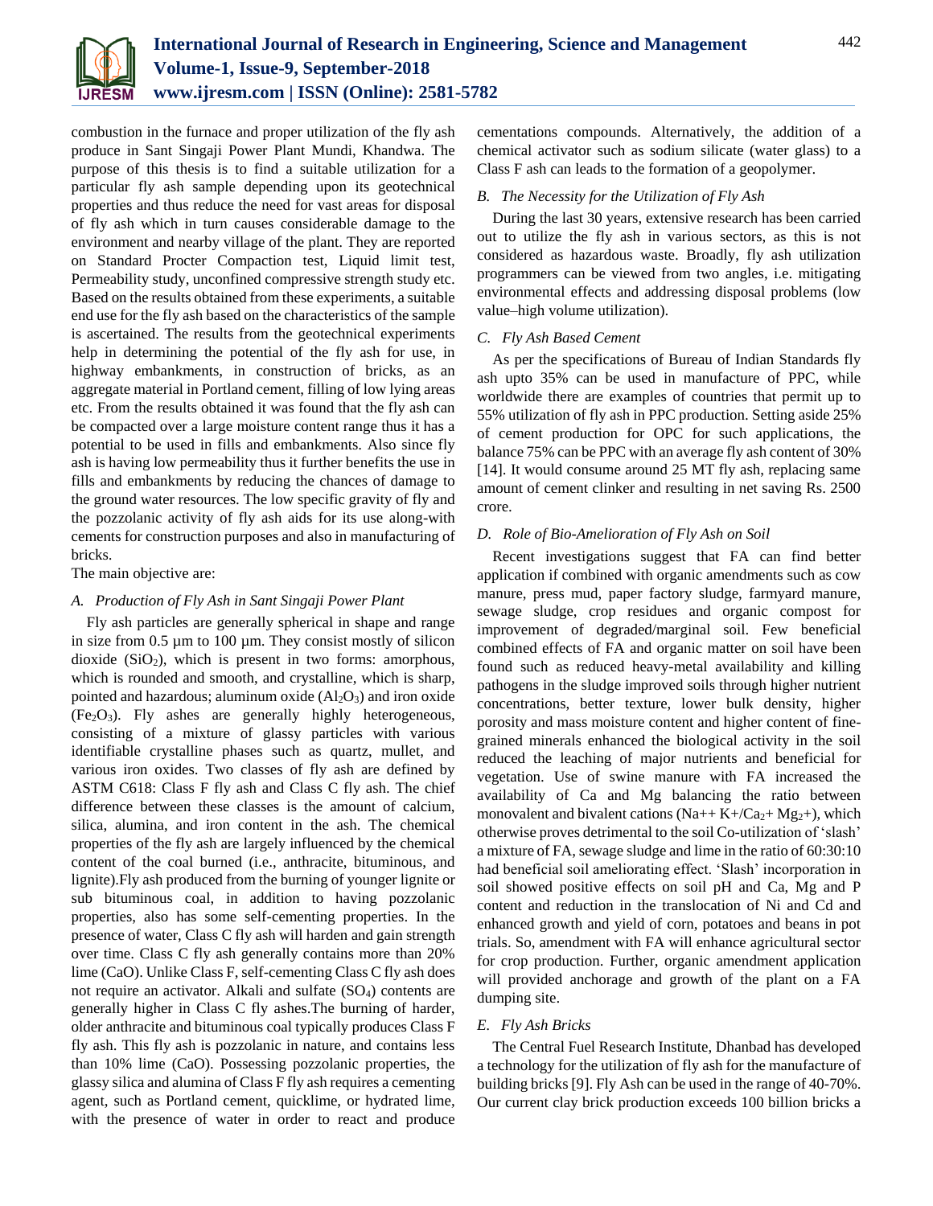combustion in the furnace and proper utilization of the fly ash produce in Sant Singaji Power Plant Mundi, Khandwa. The purpose of this thesis is to find a suitable utilization for a particular fly ash sample depending upon its geotechnical properties and thus reduce the need for vast areas for disposal of fly ash which in turn causes considerable damage to the environment and nearby village of the plant. They are reported on Standard Procter Compaction test, Liquid limit test, Permeability study, unconfined compressive strength study etc. Based on the results obtained from these experiments, a suitable end use for the fly ash based on the characteristics of the sample is ascertained. The results from the geotechnical experiments help in determining the potential of the fly ash for use, in highway embankments, in construction of bricks, as an aggregate material in Portland cement, filling of low lying areas etc. From the results obtained it was found that the fly ash can be compacted over a large moisture content range thus it has a potential to be used in fills and embankments. Also since fly ash is having low permeability thus it further benefits the use in fills and embankments by reducing the chances of damage to the ground water resources. The low specific gravity of fly and the pozzolanic activity of fly ash aids for its use along-with cements for construction purposes and also in manufacturing of bricks.

The main objective are:

### *A. Production of Fly Ash in Sant Singaji Power Plant*

Fly ash particles are generally spherical in shape and range in size from 0.5 µm to 100 µm. They consist mostly of silicon dioxide ($SiO_2$), which is present in two forms: amorphous, which is rounded and smooth, and crystalline, which is sharp, pointed and hazardous; aluminum oxide ($Al_2O_3$) and iron oxide ($Fe_2O_3$). Fly ashes are generally highly heterogeneous, consisting of a mixture of glassy particles with various identifiable crystalline phases such as quartz, mullet, and various iron oxides. Two classes of fly ash are defined by ASTM C618: Class F fly ash and Class C fly ash. The chief difference between these classes is the amount of calcium, silica, alumina, and iron content in the ash. The chemical properties of the fly ash are largely influenced by the chemical content of the coal burned (i.e., anthracite, bituminous, and lignite).Fly ash produced from the burning of younger lignite or sub bituminous coal, in addition to having pozzolanic properties, also has some self-cementing properties. In the presence of water, Class C fly ash will harden and gain strength over time. Class C fly ash generally contains more than 20% lime (CaO). Unlike Class F, self-cementing Class C fly ash does not require an activator. Alkali and sulfate ($SO_4$) contents are generally higher in Class C fly ashes.The burning of harder, older anthracite and bituminous coal typically produces Class F fly ash. This fly ash is pozzolanic in nature, and contains less than 10% lime (CaO). Possessing pozzolanic properties, the glassy silica and alumina of Class F fly ash requires a cementing agent, such as Portland cement, quicklime, or hydrated lime, with the presence of water in order to react and produce cementations compounds. Alternatively, the addition of a chemical activator such as sodium silicate (water glass) to a Class F ash can leads to the formation of a geopolymer.

### *B. The Necessity for the Utilization of Fly Ash*

During the last 30 years, extensive research has been carried out to utilize the fly ash in various sectors, as this is not considered as hazardous waste. Broadly, fly ash utilization programmers can be viewed from two angles, i.e. mitigating environmental effects and addressing disposal problems (low value–high volume utilization).

### *C. Fly Ash Based Cement*

As per the specifications of Bureau of Indian Standards fly ash upto 35% can be used in manufacture of PPC, while worldwide there are examples of countries that permit up to 55% utilization of fly ash in PPC production. Setting aside 25% of cement production for OPC for such applications, the balance 75% can be PPC with an average fly ash content of 30% [14]. It would consume around 25 MT fly ash, replacing same amount of cement clinker and resulting in net saving Rs. 2500 crore.

### *D. Role of Bio-Amelioration of Fly Ash on Soil*

Recent investigations suggest that FA can find better application if combined with organic amendments such as cow manure, press mud, paper factory sludge, farmyard manure, sewage sludge, crop residues and organic compost for improvement of degraded/marginal soil. Few beneficial combined effects of FA and organic matter on soil have been found such as reduced heavy-metal availability and killing pathogens in the sludge improved soils through higher nutrient concentrations, better texture, lower bulk density, higher porosity and mass moisture content and higher content of fine-grained minerals enhanced the biological activity in the soil reduced the leaching of major nutrients and beneficial for vegetation. Use of swine manure with FA increased the availability of Ca and Mg balancing the ratio between monovalent and bivalent cations ($Na++ K+/Ca_2+ Mg_2+$), which otherwise proves detrimental to the soil Co-utilization of 'slash' a mixture of FA, sewage sludge and lime in the ratio of 60:30:10 had beneficial soil ameliorating effect. 'Slash' incorporation in soil showed positive effects on soil pH and Ca, Mg and P content and reduction in the translocation of Ni and Cd and enhanced growth and yield of corn, potatoes and beans in pot trials. So, amendment with FA will enhance agricultural sector for crop production. Further, organic amendment application will provided anchorage and growth of the plant on a FA dumping site.

### *E. Fly Ash Bricks*

The Central Fuel Research Institute, Dhanbad has developed a technology for the utilization of fly ash for the manufacture of building bricks [9]. Fly Ash can be used in the range of 40-70%. Our current clay brick production exceeds 100 billion bricks a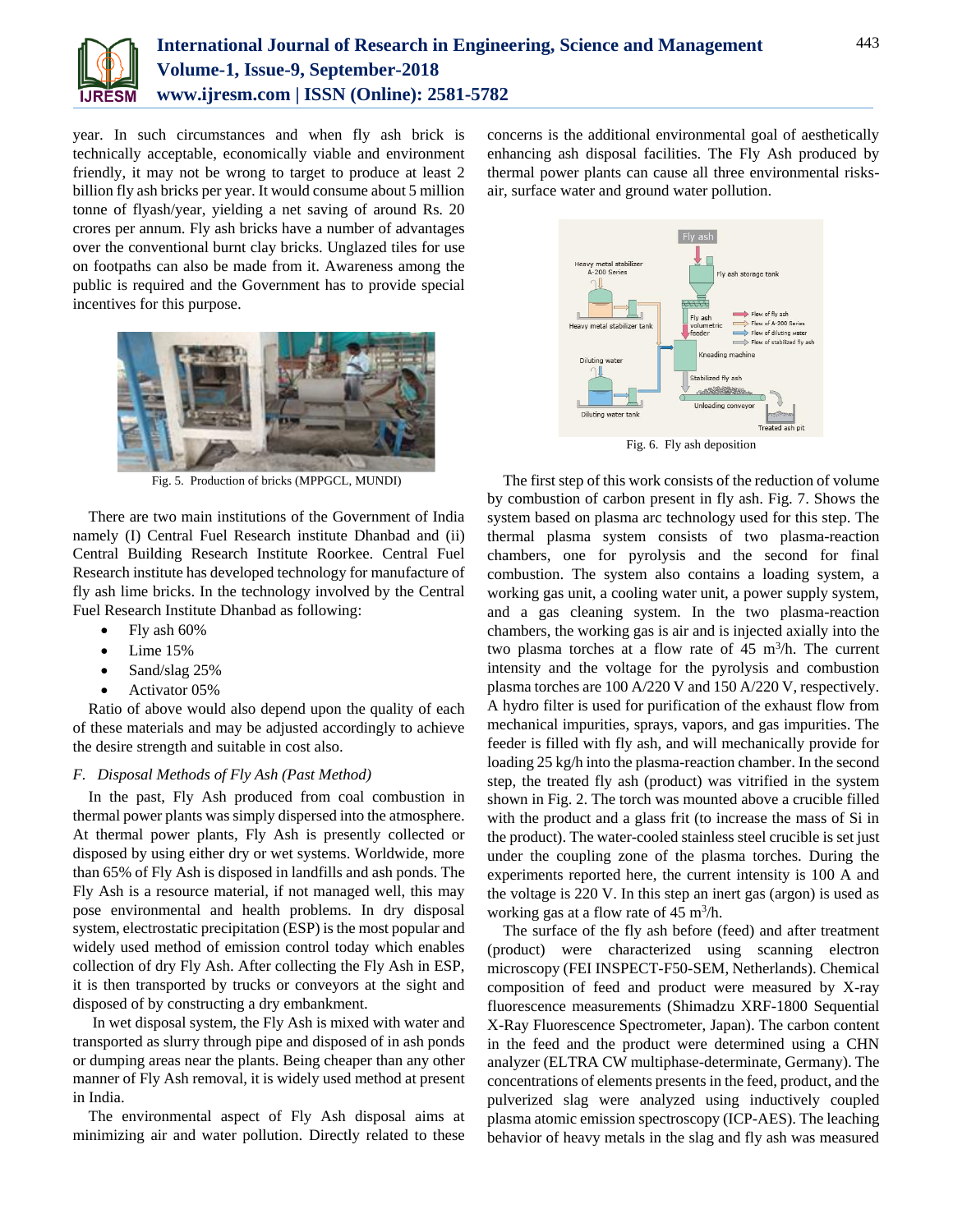year. In such circumstances and when fly ash brick is technically acceptable, economically viable and environment friendly, it may not be wrong to target to produce at least 2 billion fly ash bricks per year. It would consume about 5 million tonne of flyash/year, yielding a net saving of around Rs. 20 crores per annum. Fly ash bricks have a number of advantages over the conventional burnt clay bricks. Unglazed tiles for use on footpaths can also be made from it. Awareness among the public is required and the Government has to provide special incentives for this purpose.

Fig. 5. Production of bricks (MPPGCL, MUNDI)

There are two main institutions of the Government of India namely (I) Central Fuel Research institute Dhanbad and (ii) Central Building Research Institute Roorkee. Central Fuel Research institute has developed technology for manufacture of fly ash lime bricks. In the technology involved by the Central Fuel Research Institute Dhanbad as following:

- Fly ash 60%
- Lime 15%
- Sand/slag 25%
- Activator 05%

Ratio of above would also depend upon the quality of each of these materials and may be adjusted accordingly to achieve the desire strength and suitable in cost also.

### *F. Disposal Methods of Fly Ash (Past Method)*

In the past, Fly Ash produced from coal combustion in thermal power plants was simply dispersed into the atmosphere. At thermal power plants, Fly Ash is presently collected or disposed by using either dry or wet systems. Worldwide, more than 65% of Fly Ash is disposed in landfills and ash ponds. The Fly Ash is a resource material, if not managed well, this may pose environmental and health problems. In dry disposal system, electrostatic precipitation (ESP) is the most popular and widely used method of emission control today which enables collection of dry Fly Ash. After collecting the Fly Ash in ESP, it is then transported by trucks or conveyors at the sight and disposed of by constructing a dry embankment.

In wet disposal system, the Fly Ash is mixed with water and transported as slurry through pipe and disposed of in ash ponds or dumping areas near the plants. Being cheaper than any other manner of Fly Ash removal, it is widely used method at present in India.

The environmental aspect of Fly Ash disposal aims at minimizing air and water pollution. Directly related to these concerns is the additional environmental goal of aesthetically enhancing ash disposal facilities. The Fly Ash produced by thermal power plants can cause all three environmental risks-air, surface water and ground water pollution.

Fig. 6. Fly ash deposition

The first step of this work consists of the reduction of volume by combustion of carbon present in fly ash. Fig. 7. Shows the system based on plasma arc technology used for this step. The thermal plasma system consists of two plasma-reaction chambers, one for pyrolysis and the second for final combustion. The system also contains a loading system, a working gas unit, a cooling water unit, a power supply system, and a gas cleaning system. In the two plasma-reaction chambers, the working gas is air and is injected axially into the two plasma torches at a flow rate of 45 $m^3/h$. The current intensity and the voltage for the pyrolysis and combustion plasma torches are 100 A/220 V and 150 A/220 V, respectively. A hydro filter is used for purification of the exhaust flow from mechanical impurities, sprays, vapors, and gas impurities. The feeder is filled with fly ash, and will mechanically provide for loading 25 kg/h into the plasma-reaction chamber. In the second step, the treated fly ash (product) was vitrified in the system shown in Fig. 2. The torch was mounted above a crucible filled with the product and a glass frit (to increase the mass of Si in the product). The water-cooled stainless steel crucible is set just under the coupling zone of the plasma torches. During the experiments reported here, the current intensity is 100 A and the voltage is 220 V. In this step an inert gas (argon) is used as working gas at a flow rate of 45 $m^3/h$.

The surface of the fly ash before (feed) and after treatment (product) were characterized using scanning electron microscopy (FEI INSPECT-F50-SEM, Netherlands). Chemical composition of feed and product were measured by X-ray fluorescence measurements (Shimadzu XRF-1800 Sequential X-Ray Fluorescence Spectrometer, Japan). The carbon content in the feed and the product were determined using a CHN analyzer (ELTRA CW multiphase-determinate, Germany). The concentrations of elements presents in the feed, product, and the pulverized slag were analyzed using inductively coupled plasma atomic emission spectroscopy (ICP-AES). The leaching behavior of heavy metals in the slag and fly ash was measured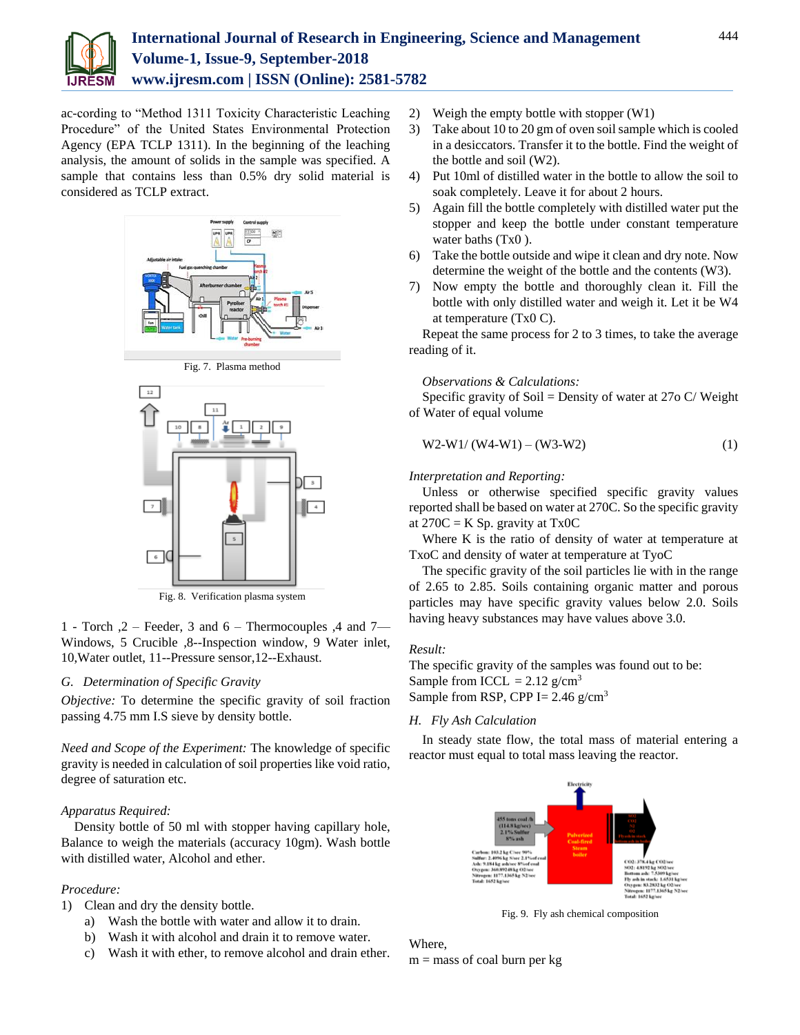ac-cording to "Method 1311 Toxicity Characteristic Leaching Procedure" of the United States Environmental Protection Agency (EPA TCLP 1311). In the beginning of the leaching analysis, the amount of solids in the sample was specified. A sample that contains less than 0.5% dry solid material is considered as TCLP extract.

Fig. 7. Plasma method

Fig. 8. Verification plasma system

1 - Torch ,2 – Feeder, 3 and 6 – Thermocouples ,4 and 7—Windows, 5 Crucible ,8--Inspection window, 9 Water inlet, 10,Water outlet, 11--Pressure sensor,12--Exhaust.

### G. *Determination of Specific Gravity*

*Objective:* To determine the specific gravity of soil fraction passing 4.75 mm I.S sieve by density bottle.

*Need and Scope of the Experiment:* The knowledge of specific gravity is needed in calculation of soil properties like void ratio, degree of saturation etc.

*Apparatus Required:*

Density bottle of 50 ml with stopper having capillary hole, Balance to weigh the materials (accuracy 10gm). Wash bottle with distilled water, Alcohol and ether.

*Procedure:*

1) Clean and dry the density bottle.
   a) Wash the bottle with water and allow it to drain.
   b) Wash it with alcohol and drain it to remove water.
   c) Wash it with ether, to remove alcohol and drain ether.
2) Weigh the empty bottle with stopper (W1)
3) Take about 10 to 20 gm of oven soil sample which is cooled in a desiccators. Transfer it to the bottle. Find the weight of the bottle and soil (W2).
4) Put 10ml of distilled water in the bottle to allow the soil to soak completely. Leave it for about 2 hours.
5) Again fill the bottle completely with distilled water put the stopper and keep the bottle under constant temperature water baths (Tx0 ).
6) Take the bottle outside and wipe it clean and dry note. Now determine the weight of the bottle and the contents (W3).
7) Now empty the bottle and thoroughly clean it. Fill the bottle with only distilled water and weigh it. Let it be W4 at temperature (Tx0 C).

Repeat the same process for 2 to 3 times, to take the average reading of it.

*Observations & Calculations:*

Specific gravity of Soil = Density of water at 27o C/ Weight of Water of equal volume

$$W2-W1/ (W4-W1) – (W3-W2) \quad (1)$$

*Interpretation and Reporting:*

Unless or otherwise specified specific gravity values reported shall be based on water at 270C. So the specific gravity at 270C = K Sp. gravity at Tx0C

Where K is the ratio of density of water at temperature at TxoC and density of water at temperature at TyoC

The specific gravity of the soil particles lie with in the range of 2.65 to 2.85. Soils containing organic matter and porous particles may have specific gravity values below 2.0. Soils having heavy substances may have values above 3.0.

*Result:*

The specific gravity of the samples was found out to be:
Sample from ICCL = 2.12 g/cm$^3$
Sample from RSP, CPP I= 2.46 g/cm$^3$

### H. *Fly Ash Calculation*

In steady state flow, the total mass of material entering a reactor must equal to total mass leaving the reactor.

Fig. 9. Fly ash chemical composition

Where,
m = mass of coal burn per kg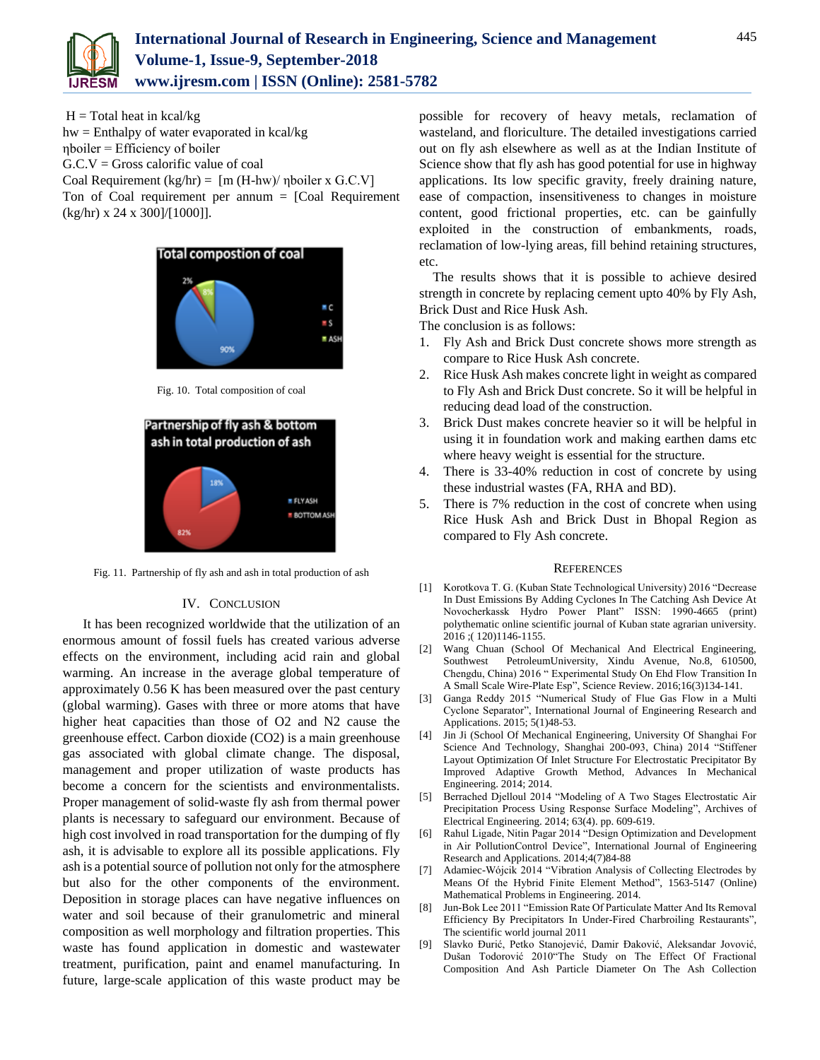H = Total heat in kcal/kg
hw = Enthalpy of water evaporated in kcal/kg
ηboiler = Efficiency of boiler
G.C.V = Gross calorific value of coal
Coal Requirement (kg/hr) = [m (H-hw)/ ηboiler x G.C.V]
Ton of Coal requirement per annum = [Coal Requirement (kg/hr) x 24 x 300]/[1000]].

Fig. 10. Total composition of coal

Fig. 11. Partnership of fly ash and ash in total production of ash

## IV. Conclusion

It has been recognized worldwide that the utilization of an enormous amount of fossil fuels has created various adverse effects on the environment, including acid rain and global warming. An increase in the average global temperature of approximately 0.56 K has been measured over the past century (global warming). Gases with three or more atoms that have higher heat capacities than those of O2 and N2 cause the greenhouse effect. Carbon dioxide (CO2) is a main greenhouse gas associated with global climate change. The disposal, management and proper utilization of waste products has become a concern for the scientists and environmentalists. Proper management of solid-waste fly ash from thermal power plants is necessary to safeguard our environment. Because of high cost involved in road transportation for the dumping of fly ash, it is advisable to explore all its possible applications. Fly ash is a potential source of pollution not only for the atmosphere but also for the other components of the environment. Deposition in storage places can have negative influences on water and soil because of their granulometric and mineral composition as well morphology and filtration properties. This waste has found application in domestic and wastewater treatment, purification, paint and enamel manufacturing. In future, large-scale application of this waste product may be possible for recovery of heavy metals, reclamation of wasteland, and floriculture. The detailed investigations carried out on fly ash elsewhere as well as at the Indian Institute of Science show that fly ash has good potential for use in highway applications. Its low specific gravity, freely draining nature, ease of compaction, insensitiveness to changes in moisture content, good frictional properties, etc. can be gainfully exploited in the construction of embankments, roads, reclamation of low-lying areas, fill behind retaining structures, etc.

The results shows that it is possible to achieve desired strength in concrete by replacing cement upto 40% by Fly Ash, Brick Dust and Rice Husk Ash.

The conclusion is as follows:

1. Fly Ash and Brick Dust concrete shows more strength as compare to Rice Husk Ash concrete.
2. Rice Husk Ash makes concrete light in weight as compared to Fly Ash and Brick Dust concrete. So it will be helpful in reducing dead load of the construction.
3. Brick Dust makes concrete heavier so it will be helpful in using it in foundation work and making earthen dams etc where heavy weight is essential for the structure.
4. There is 33-40% reduction in cost of concrete by using these industrial wastes (FA, RHA and BD).
5. There is 7% reduction in the cost of concrete when using Rice Husk Ash and Brick Dust in Bhopal Region as compared to Fly Ash concrete.

## References

[1] Korotkova T. G. (Kuban State Technological University) 2016 "Decrease In Dust Emissions By Adding Cyclones In The Catching Ash Device At Novocherkassk Hydro Power Plant" ISSN: 1990-4665 (print) polythematic online scientific journal of Kuban state agrarian university. 2016 ;( 120)1146-1155.

[2] Wang Chuan (School Of Mechanical And Electrical Engineering, Southwest PetroleumUniversity, Xindu Avenue, No.8, 610500, Chengdu, China) 2016 " Experimental Study On Ehd Flow Transition In A Small Scale Wire-Plate Esp", Science Review. 2016;16(3)134-141.

[3] Ganga Reddy 2015 "Numerical Study of Flue Gas Flow in a Multi Cyclone Separator", International Journal of Engineering Research and Applications. 2015; 5(1)48-53.

[4] Jin Ji (School Of Mechanical Engineering, University Of Shanghai For Science And Technology, Shanghai 200-093, China) 2014 "Stiffener Layout Optimization Of Inlet Structure For Electrostatic Precipitator By Improved Adaptive Growth Method, Advances In Mechanical Engineering. 2014; 2014.

[5] Berrached Djelloul 2014 "Modeling of A Two Stages Electrostatic Air Precipitation Process Using Response Surface Modeling", Archives of Electrical Engineering. 2014; 63(4). pp. 609-619.

[6] Rahul Ligade, Nitin Pagar 2014 "Design Optimization and Development in Air PollutionControl Device", International Journal of Engineering Research and Applications. 2014;4(7)84-88

[7] Adamiec-Wójcik 2014 "Vibration Analysis of Collecting Electrodes by Means Of the Hybrid Finite Element Method", 1563-5147 (Online) Mathematical Problems in Engineering. 2014.

[8] Jun-Bok Lee 2011 "Emission Rate Of Particulate Matter And Its Removal Efficiency By Precipitators In Under-Fired Charbroiling Restaurants", The scientific world journal 2011

[9] Slavko Đurić, Petko Stanojević, Damir Đaković, Aleksandar Jovović, Dušan Todorović 2010"The Study on The Effect Of Fractional Composition And Ash Particle Diameter On The Ash Collection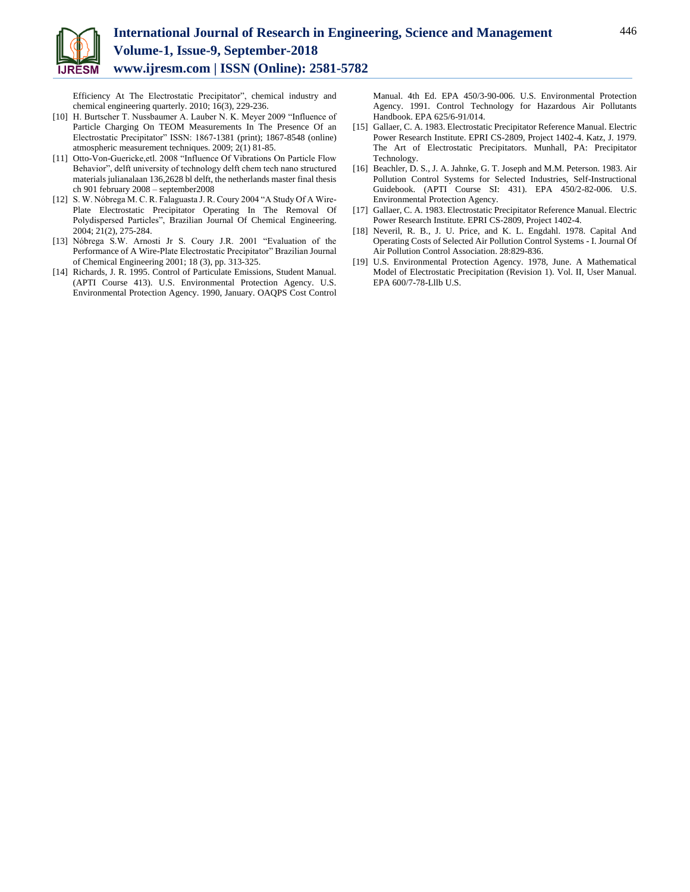Efficiency At The Electrostatic Precipitator", chemical industry and chemical engineering quarterly. 2010; 16(3), 229-236.

[10] H. Burtscher T. Nussbaumer A. Lauber N. K. Meyer 2009 "Influence of Particle Charging On TEOM Measurements In The Presence Of an Electrostatic Precipitator" ISSN: 1867-1381 (print); 1867-8548 (online) atmospheric measurement techniques. 2009; 2(1) 81-85.

[11] Otto-Von-Guericke,etl. 2008 "Influence Of Vibrations On Particle Flow Behavior", delft university of technology delft chem tech nano structured materials julianalaan 136,2628 bl delft, the netherlands master final thesis ch 901 february 2008 – september2008

[12] S. W. Nóbrega M. C. R. Falaguasta J. R. Coury 2004 "A Study Of A Wire-Plate Electrostatic Precipitator Operating In The Removal Of Polydispersed Particles", Brazilian Journal Of Chemical Engineering. 2004; 21(2), 275-284.

[13] Nóbrega S.W. Arnosti Jr S. Coury J.R. 2001 "Evaluation of the Performance of A Wire-Plate Electrostatic Precipitator" Brazilian Journal of Chemical Engineering 2001; 18 (3), pp. 313-325.

[14] Richards, J. R. 1995. Control of Particulate Emissions, Student Manual. (APTI Course 413). U.S. Environmental Protection Agency. U.S. Environmental Protection Agency. 1990, January. OAQPS Cost Control Manual. 4th Ed. EPA 450/3-90-006. U.S. Environmental Protection Agency. 1991. Control Technology for Hazardous Air Pollutants Handbook. EPA 625/6-91/014.

[15] Gallaer, C. A. 1983. Electrostatic Precipitator Reference Manual. Electric Power Research Institute. EPRI CS-2809, Project 1402-4. Katz, J. 1979. The Art of Electrostatic Precipitators. Munhall, PA: Precipitator Technology.

[16] Beachler, D. S., J. A. Jahnke, G. T. Joseph and M.M. Peterson. 1983. Air Pollution Control Systems for Selected Industries, Self-Instructional Guidebook. (APTI Course SI: 431). EPA 450/2-82-006. U.S. Environmental Protection Agency.

[17] Gallaer, C. A. 1983. Electrostatic Precipitator Reference Manual. Electric Power Research Institute. EPRI CS-2809, Project 1402-4.

[18] Neveril, R. B., J. U. Price, and K. L. Engdahl. 1978. Capital And Operating Costs of Selected Air Pollution Control Systems - I. Journal Of Air Pollution Control Association. 28:829-836.

[19] U.S. Environmental Protection Agency. 1978, June. A Mathematical Model of Electrostatic Precipitation (Revision 1). Vol. II, User Manual. EPA 600/7-78-Lllb U.S.